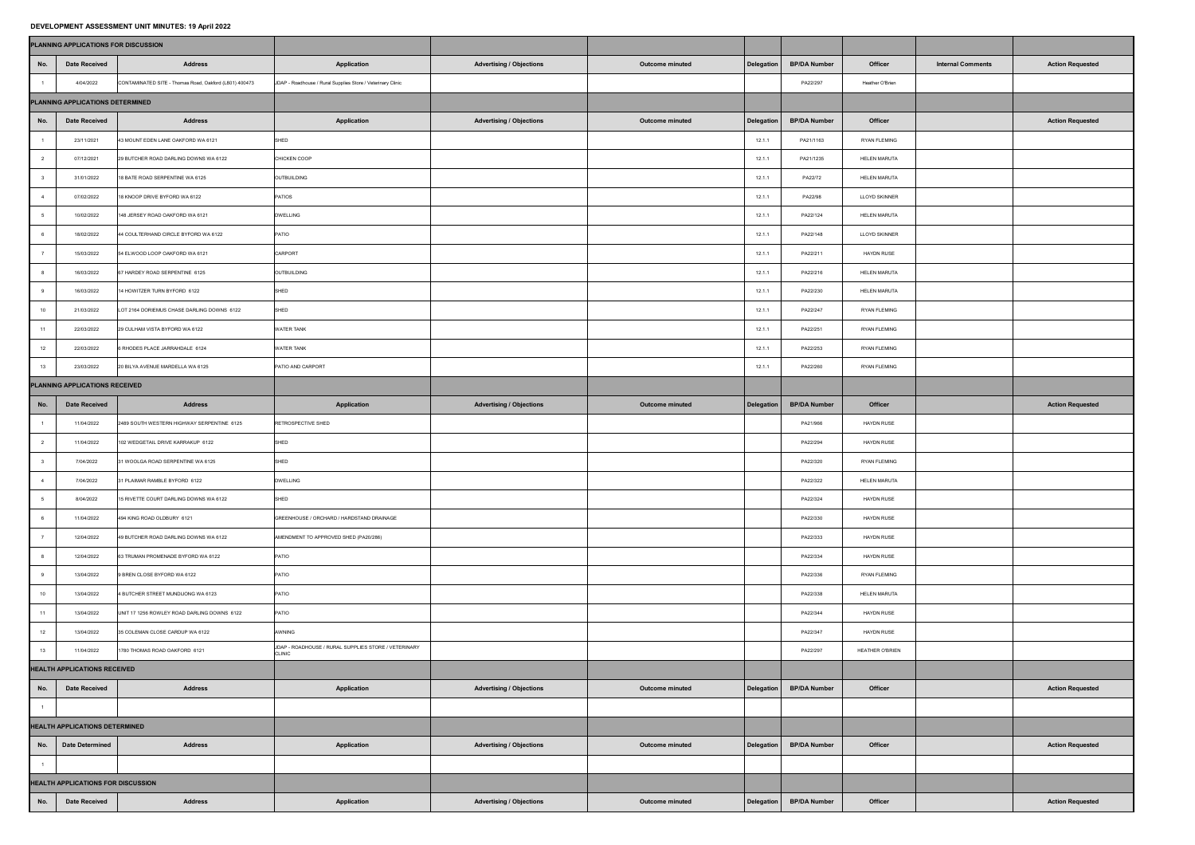# DEVELOPMENT ASSESSMENT UNIT MINUTES: 19 April 2022

| PLANNING APPLICATIONS FOR DISCUSSION | | | | | | | | | | |
|---|---|---|---|---|---|---|---|---|---|---|
| **No.** | **Date Received** | **Address** | **Application** | **Advertising / Objections** | **Outcome minuted** | **Delegation** | **BP/DA Number** | **Officer** | **Internal Comments** | **Action Requested** |
| 1 | 4/04/2022 | CONTAMINATED SITE - Thomas Road, Oakford (L801) 400473 | JDAP - Roadhouse / Rural Supplies Store / Veterinary Clinic | | | | PA22/297 | Heather O'Brien | | |
| **PLANNING APPLICATIONS DETERMINED** | | | | | | | | | | |
| **No.** | **Date Received** | **Address** | **Application** | **Advertising / Objections** | **Outcome minuted** | **Delegation** | **BP/DA Number** | **Officer** | | **Action Requested** |
| 1 | 23/11/2021 | 43 MOUNT EDEN LANE OAKFORD WA 6121 | SHED | | | 12.1.1 | PA21/1163 | RYAN FLEMING | | |
| 2 | 07/12/2021 | 29 BUTCHER ROAD DARLING DOWNS WA 6122 | CHICKEN COOP | | | 12.1.1 | PA21/1235 | HELEN MARUTA | | |
| 3 | 31/01/2022 | 18 BATE ROAD SERPENTINE WA 6125 | OUTBUILDING | | | 12.1.1 | PA22/72 | HELEN MARUTA | | |
| 4 | 07/02/2022 | 18 KNOOP DRIVE BYFORD WA 6122 | PATIOS | | | 12.1.1 | PA22/98 | LLOYD SKINNER | | |
| 5 | 10/02/2022 | 148 JERSEY ROAD OAKFORD WA 6121 | DWELLING | | | 12.1.1 | PA22/124 | HELEN MARUTA | | |
| 6 | 18/02/2022 | 44 COULTERHAND CIRCLE BYFORD WA 6122 | PATIO | | | 12.1.1 | PA22/148 | LLOYD SKINNER | | |
| 7 | 15/03/2022 | 54 ELWOOD LOOP OAKFORD WA 6121 | CARPORT | | | 12.1.1 | PA22/211 | HAYDN RUSE | | |
| 8 | 16/03/2022 | 67 HARDEY ROAD SERPENTINE 6125 | OUTBUILDING | | | 12.1.1 | PA22/216 | HELEN MARUTA | | |
| 9 | 16/03/2022 | 14 HOWITZER TURN BYFORD 6122 | SHED | | | 12.1.1 | PA22/230 | HELEN MARUTA | | |
| 10 | 21/03/2022 | LOT 2164 DORIEMUS CHASE DARLING DOWNS 6122 | SHED | | | 12.1.1 | PA22/247 | RYAN FLEMING | | |
| 11 | 22/03/2022 | 29 CULHAM VISTA BYFORD WA 6122 | WATER TANK | | | 12.1.1 | PA22/251 | RYAN FLEMING | | |
| 12 | 22/03/2022 | 6 RHODES PLACE JARRAHDALE 6124 | WATER TANK | | | 12.1.1 | PA22/253 | RYAN FLEMING | | |
| 13 | 23/03/2022 | 20 BILYA AVENUE MARDELLA WA 6125 | PATIO AND CARPORT | | | 12.1.1 | PA22/260 | RYAN FLEMING | | |
| **PLANNING APPLICATIONS RECEIVED** | | | | | | | | | | |
| **No.** | **Date Received** | **Address** | **Application** | **Advertising / Objections** | **Outcome minuted** | **Delegation** | **BP/DA Number** | **Officer** | | **Action Requested** |
| 1 | 11/04/2022 | 2489 SOUTH WESTERN HIGHWAY SERPENTINE 6125 | RETROSPECTIVE SHED | | | | PA21/966 | HAYDN RUSE | | |
| 2 | 11/04/2022 | 102 WEDGETAIL DRIVE KARRAKUP 6122 | SHED | | | | PA22/294 | HAYDN RUSE | | |
| 3 | 7/04/2022 | 31 WOOLGA ROAD SERPENTINE WA 6125 | SHED | | | | PA22/320 | RYAN FLEMING | | |
| 4 | 7/04/2022 | 31 PLAIMAR RAMBLE BYFORD 6122 | DWELLING | | | | PA22/322 | HELEN MARUTA | | |
| 5 | 8/04/2022 | 15 RIVETTE COURT DARLING DOWNS WA 6122 | SHED | | | | PA22/324 | HAYDN RUSE | | |
| 6 | 11/04/2022 | 494 KING ROAD OLDBURY 6121 | GREENHOUSE / ORCHARD / HARDSTAND DRAINAGE | | | | PA22/330 | HAYDN RUSE | | |
| 7 | 12/04/2022 | 49 BUTCHER ROAD DARLING DOWNS WA 6122 | AMENDMENT TO APPROVED SHED (PA20/286) | | | | PA22/333 | HAYDN RUSE | | |
| 8 | 12/04/2022 | 63 TRUMAN PROMENADE BYFORD WA 6122 | PATIO | | | | PA22/334 | HAYDN RUSE | | |
| 9 | 13/04/2022 | 9 BREN CLOSE BYFORD WA 6122 | PATIO | | | | PA22/336 | RYAN FLEMING | | |
| 10 | 13/04/2022 | 4 BUTCHER STREET MUNDIJONG WA 6123 | PATIO | | | | PA22/338 | HELEN MARUTA | | |
| 11 | 13/04/2022 | UNIT 17 1256 ROWLEY ROAD DARLING DOWNS 6122 | PATIO | | | | PA22/344 | HAYDN RUSE | | |
| 12 | 13/04/2022 | 35 COLEMAN CLOSE CARDUP WA 6122 | AWNING | | | | PA22/347 | HAYDN RUSE | | |
| 13 | 11/04/2022 | 1780 THOMAS ROAD OAKFORD 6121 | JDAP - ROADHOUSE / RURAL SUPPLIES STORE / VETERINARY CLINIC | | | | PA22/297 | HEATHER O'BRIEN | | |
| **HEALTH APPLICATIONS RECEIVED** | | | | | | | | | | |
| **No.** | **Date Received** | **Address** | **Application** | **Advertising / Objections** | **Outcome minuted** | **Delegation** | **BP/DA Number** | **Officer** | | **Action Requested** |
| 1 | | | | | | | | | | |
| **HEALTH APPLICATIONS DETERMINED** | | | | | | | | | | |
| **No.** | **Date Determined** | **Address** | **Application** | **Advertising / Objections** | **Outcome minuted** | **Delegation** | **BP/DA Number** | **Officer** | | **Action Requested** |
| 1 | | | | | | | | | | |
| **HEALTH APPLICATIONS FOR DISCUSSION** | | | | | | | | | | |
| **No.** | **Date Received** | **Address** | **Application** | **Advertising / Objections** | **Outcome minuted** | **Delegation** | **BP/DA Number** | **Officer** | | **Action Requested** |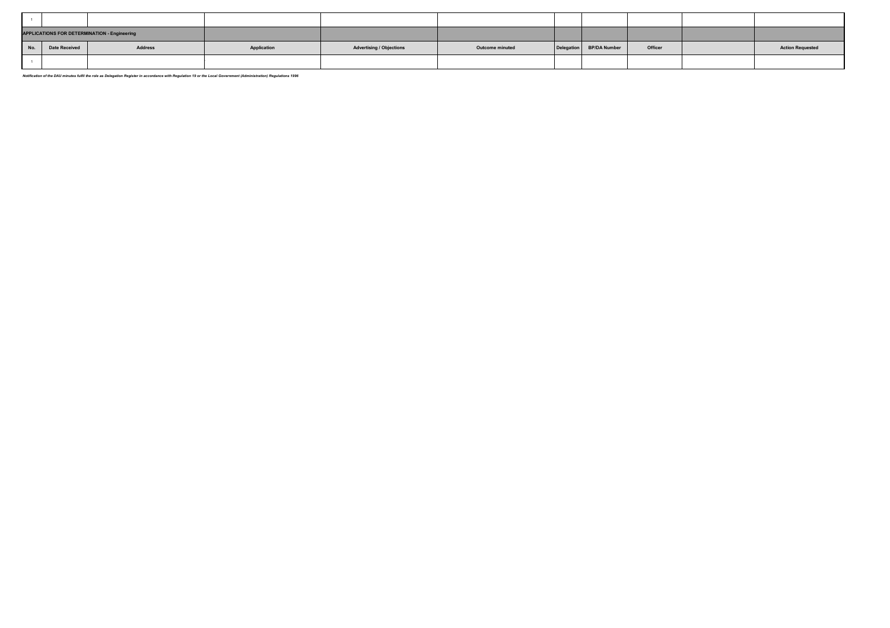| | | | | | | | | | | |
|---|---|---|---|---|---|---|---|---|---|---|
| 1 | | | | | | | | | | |
| **APPLICATIONS FOR DETERMINATION - Engineering** | | | | | | | | | | |
| **No.** | **Date Received** | **Address** | **Application** | **Advertising / Objections** | **Outcome minuted** | **Delegation** | **BP/DA Number** | **Officer** | | **Action Requested** |
| 1 | | | | | | | | | | |

***Notification of the DAU minutes fulfil the role as Delegation Register in accordance with Regulation 19 or the Local Government (Administration) Regulations 1996***